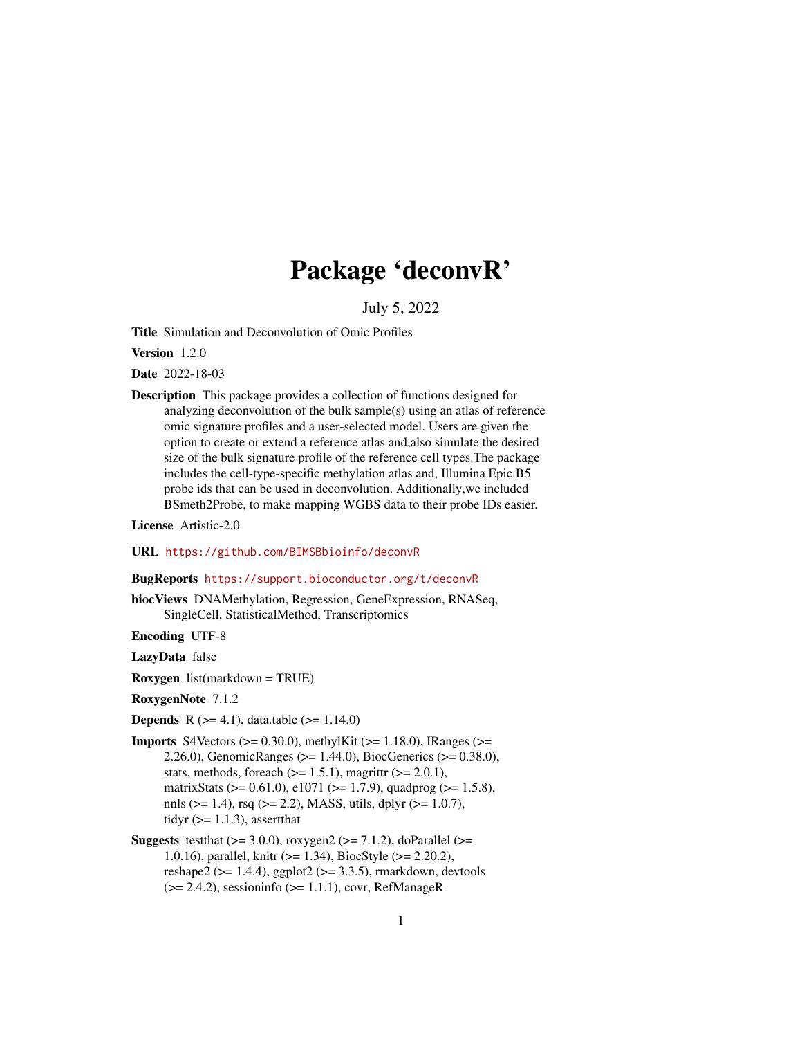# Package 'deconvR'

July 5, 2022

**Title** Simulation and Deconvolution of Omic Profiles

**Version** 1.2.0

**Date** 2022-18-03

**Description** This package provides a collection of functions designed for analyzing deconvolution of the bulk sample(s) using an atlas of reference omic signature profiles and a user-selected model. Users are given the option to create or extend a reference atlas and,also simulate the desired size of the bulk signature profile of the reference cell types.The package includes the cell-type-specific methylation atlas and, Illumina Epic B5 probe ids that can be used in deconvolution. Additionally,we included BSmeth2Probe, to make mapping WGBS data to their probe IDs easier.

**License** Artistic-2.0

**URL** https://github.com/BIMSBbioinfo/deconvR

**BugReports** https://support.bioconductor.org/t/deconvR

**biocViews** DNAMethylation, Regression, GeneExpression, RNASeq, SingleCell, StatisticalMethod, Transcriptomics

**Encoding** UTF-8

**LazyData** false

**Roxygen** list(markdown = TRUE)

**RoxygenNote** 7.1.2

**Depends** R (>= 4.1), data.table (>= 1.14.0)

**Imports** S4Vectors (>= 0.30.0), methylKit (>= 1.18.0), IRanges (>= 2.26.0), GenomicRanges (>= 1.44.0), BiocGenerics (>= 0.38.0), stats, methods, foreach (>= 1.5.1), magrittr (>= 2.0.1), matrixStats (>= 0.61.0), e1071 (>= 1.7.9), quadprog (>= 1.5.8), nnls (>= 1.4), rsq (>= 2.2), MASS, utils, dplyr (>= 1.0.7), tidyr (>= 1.1.3), assertthat

**Suggests** testthat (>= 3.0.0), roxygen2 (>= 7.1.2), doParallel (>= 1.0.16), parallel, knitr (>= 1.34), BiocStyle (>= 2.20.2), reshape2 (>= 1.4.4), ggplot2 (>= 3.3.5), rmarkdown, devtools (>= 2.4.2), sessioninfo (>= 1.1.1), covr, RefManageR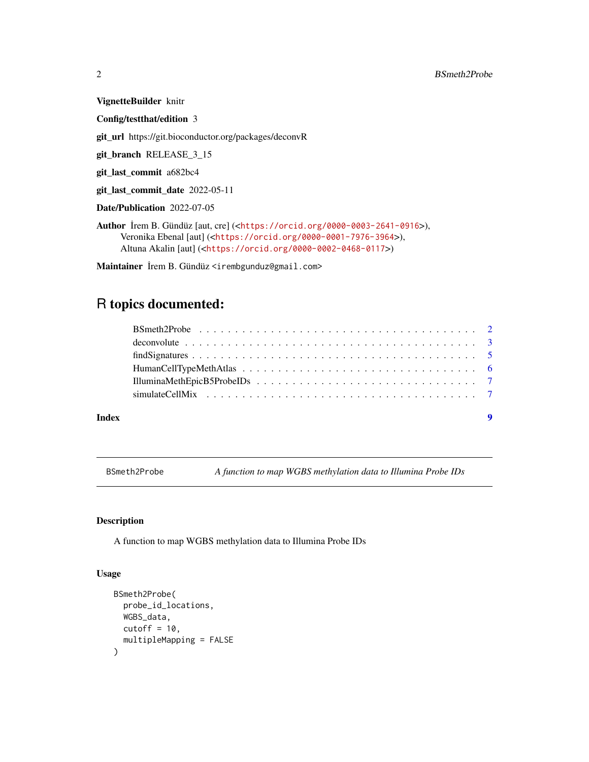**VignetteBuilder** knitr

**Config/testthat/edition** 3

**git_url** https://git.bioconductor.org/packages/deconvR

**git_branch** RELEASE_3_15

**git_last_commit** a682bc4

**git_last_commit_date** 2022-05-11

**Date/Publication** 2022-07-05

**Author** İrem B. Gündüz [aut, cre] (<https://orcid.org/0000-0003-2641-0916>), Veronika Ebenal [aut] (<https://orcid.org/0000-0001-7976-3964>), Altuna Akalin [aut] (<https://orcid.org/0000-0002-0468-0117>)

**Maintainer** İrem B. Gündüz <irembgunduz@gmail.com>

# R topics documented:

- BSmeth2Probe . . . 2
- deconvolute . . . 3
- findSignatures . . . 5
- HumanCellTypeMethAtlas . . . 6
- IlluminaMethEpicB5ProbeIDs . . . 7
- simulateCellMix . . . 7

**Index** 9

---

## BSmeth2Probe — *A function to map WGBS methylation data to Illumina Probe IDs*

### Description

A function to map WGBS methylation data to Illumina Probe IDs

### Usage

```
BSmeth2Probe(
  probe_id_locations,
  WGBS_data,
  cutoff = 10,
  multipleMapping = FALSE
)
```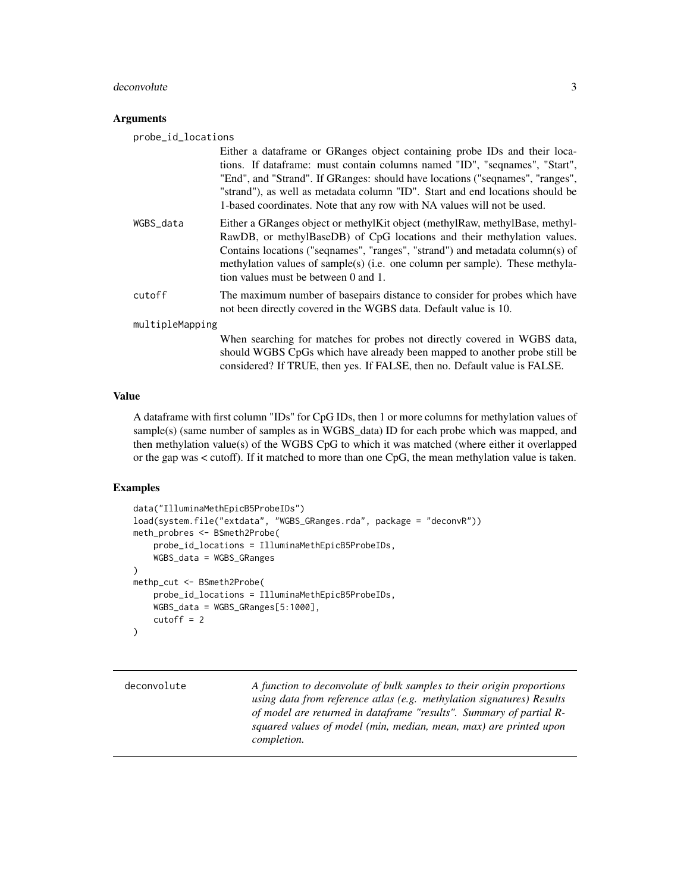### Arguments

**probe_id_locations**
: Either a dataframe or GRanges object containing probe IDs and their locations. If dataframe: must contain columns named "ID", "seqnames", "Start", "End", and "Strand". If GRanges: should have locations ("seqnames", "ranges", "strand"), as well as metadata column "ID". Start and end locations should be 1-based coordinates. Note that any row with NA values will not be used.

**WGBS_data**
: Either a GRanges object or methylKit object (methylRaw, methylBase, methylRawDB, or methylBaseDB) of CpG locations and their methylation values. Contains locations ("seqnames", "ranges", "strand") and metadata column(s) of methylation values of sample(s) (i.e. one column per sample). These methylation values must be between 0 and 1.

**cutoff**
: The maximum number of basepairs distance to consider for probes which have not been directly covered in the WGBS data. Default value is 10.

**multipleMapping**
: When searching for matches for probes not directly covered in WGBS data, should WGBS CpGs which have already been mapped to another probe still be considered? If TRUE, then yes. If FALSE, then no. Default value is FALSE.

### Value

A dataframe with first column "IDs" for CpG IDs, then 1 or more columns for methylation values of sample(s) (same number of samples as in WGBS_data) ID for each probe which was mapped, and then methylation value(s) of the WGBS CpG to which it was matched (where either it overlapped or the gap was < cutoff). If it matched to more than one CpG, the mean methylation value is taken.

### Examples

```
data("IlluminaMethEpicB5ProbeIDs")
load(system.file("extdata", "WGBS_GRanges.rda", package = "deconvR"))
meth_probres <- BSmeth2Probe(
    probe_id_locations = IlluminaMethEpicB5ProbeIDs,
    WGBS_data = WGBS_GRanges
)
methp_cut <- BSmeth2Probe(
    probe_id_locations = IlluminaMethEpicB5ProbeIDs,
    WGBS_data = WGBS_GRanges[5:1000],
    cutoff = 2
)
```

---

## deconvolute

*A function to deconvolute of bulk samples to their origin proportions using data from reference atlas (e.g. methylation signatures) Results of model are returned in dataframe "results". Summary of partial R-squared values of model (min, median, mean, max) are printed upon completion.*

---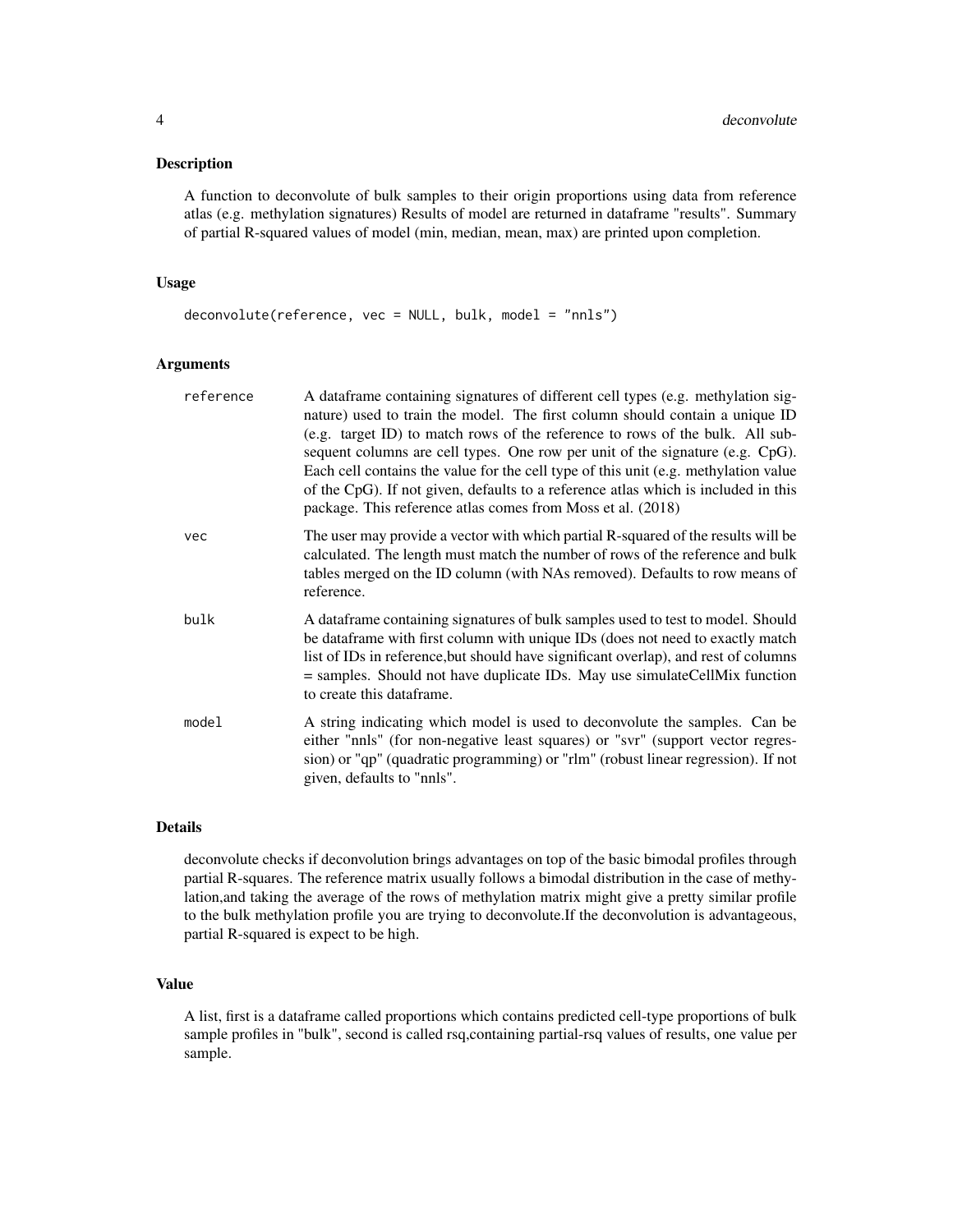## Description

A function to deconvolute of bulk samples to their origin proportions using data from reference atlas (e.g. methylation signatures) Results of model are returned in dataframe "results". Summary of partial R-squared values of model (min, median, mean, max) are printed upon completion.

## Usage

```
deconvolute(reference, vec = NULL, bulk, model = "nnls")
```

## Arguments

| | |
|---|---|
| reference | A dataframe containing signatures of different cell types (e.g. methylation signature) used to train the model. The first column should contain a unique ID (e.g. target ID) to match rows of the reference to rows of the bulk. All subsequent columns are cell types. One row per unit of the signature (e.g. CpG). Each cell contains the value for the cell type of this unit (e.g. methylation value of the CpG). If not given, defaults to a reference atlas which is included in this package. This reference atlas comes from Moss et al. (2018) |
| vec | The user may provide a vector with which partial R-squared of the results will be calculated. The length must match the number of rows of the reference and bulk tables merged on the ID column (with NAs removed). Defaults to row means of reference. |
| bulk | A dataframe containing signatures of bulk samples used to test to model. Should be dataframe with first column with unique IDs (does not need to exactly match list of IDs in reference,but should have significant overlap), and rest of columns = samples. Should not have duplicate IDs. May use simulateCellMix function to create this dataframe. |
| model | A string indicating which model is used to deconvolute the samples. Can be either "nnls" (for non-negative least squares) or "svr" (support vector regression) or "qp" (quadratic programming) or "rlm" (robust linear regression). If not given, defaults to "nnls". |

## Details

deconvolute checks if deconvolution brings advantages on top of the basic bimodal profiles through partial R-squares. The reference matrix usually follows a bimodal distribution in the case of methylation,and taking the average of the rows of methylation matrix might give a pretty similar profile to the bulk methylation profile you are trying to deconvolute.If the deconvolution is advantageous, partial R-squared is expect to be high.

## Value

A list, first is a dataframe called proportions which contains predicted cell-type proportions of bulk sample profiles in "bulk", second is called rsq,containing partial-rsq values of results, one value per sample.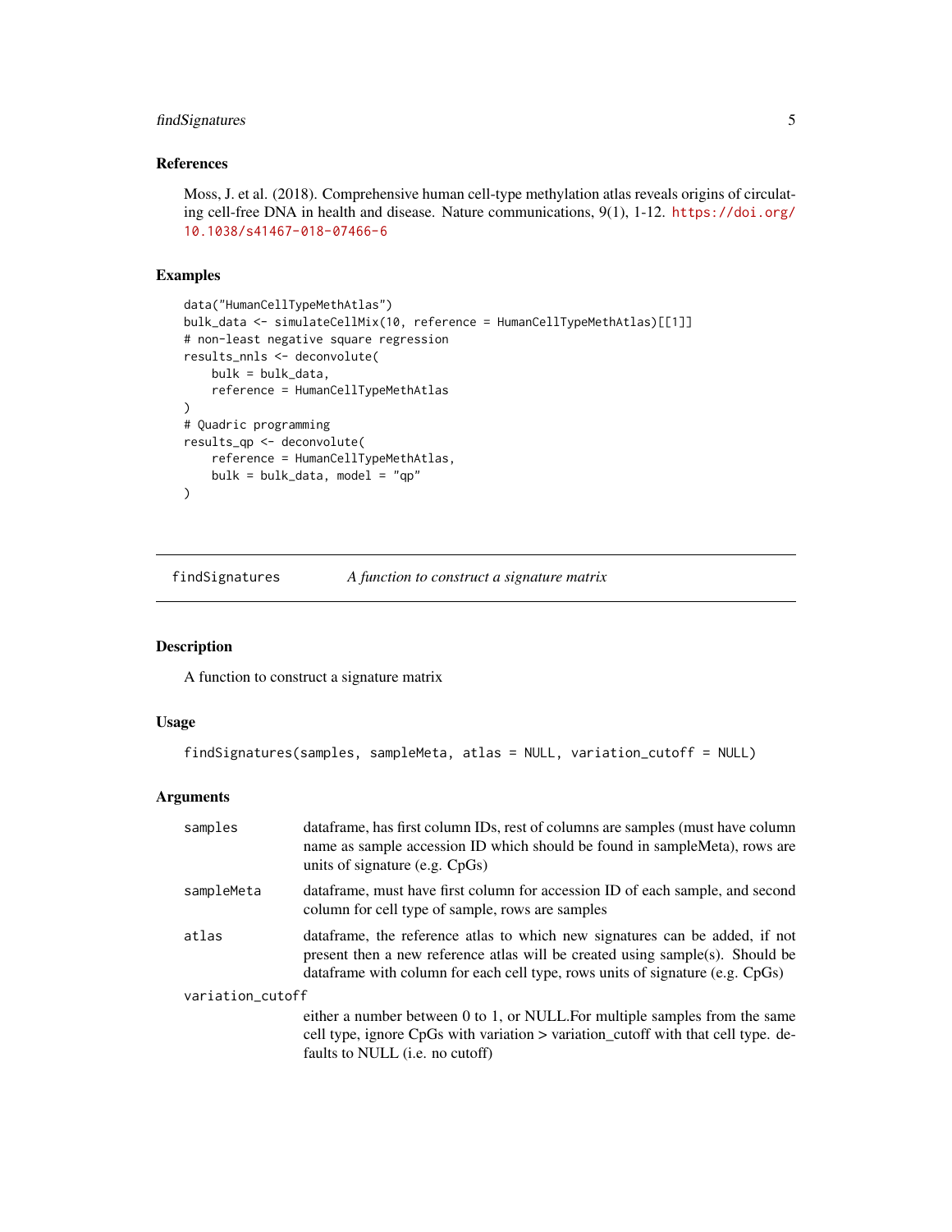### References

Moss, J. et al. (2018). Comprehensive human cell-type methylation atlas reveals origins of circulating cell-free DNA in health and disease. Nature communications, 9(1), 1-12. https://doi.org/10.1038/s41467-018-07466-6

### Examples

```
data("HumanCellTypeMethAtlas")
bulk_data <- simulateCellMix(10, reference = HumanCellTypeMethAtlas)[[1]]
# non-least negative square regression
results_nnls <- deconvolute(
    bulk = bulk_data,
    reference = HumanCellTypeMethAtlas
)
# Quadric programming
results_qp <- deconvolute(
    reference = HumanCellTypeMethAtlas,
    bulk = bulk_data, model = "qp"
)
```

---

## findSignatures — *A function to construct a signature matrix*

---

### Description

A function to construct a signature matrix

### Usage

```
findSignatures(samples, sampleMeta, atlas = NULL, variation_cutoff = NULL)
```

### Arguments

| Argument | Description |
|---|---|
| `samples` | dataframe, has first column IDs, rest of columns are samples (must have column name as sample accession ID which should be found in sampleMeta), rows are units of signature (e.g. CpGs) |
| `sampleMeta` | dataframe, must have first column for accession ID of each sample, and second column for cell type of sample, rows are samples |
| `atlas` | dataframe, the reference atlas to which new signatures can be added, if not present then a new reference atlas will be created using sample(s). Should be dataframe with column for each cell type, rows units of signature (e.g. CpGs) |
| `variation_cutoff` | either a number between 0 to 1, or NULL.For multiple samples from the same cell type, ignore CpGs with variation > variation_cutoff with that cell type. defaults to NULL (i.e. no cutoff) |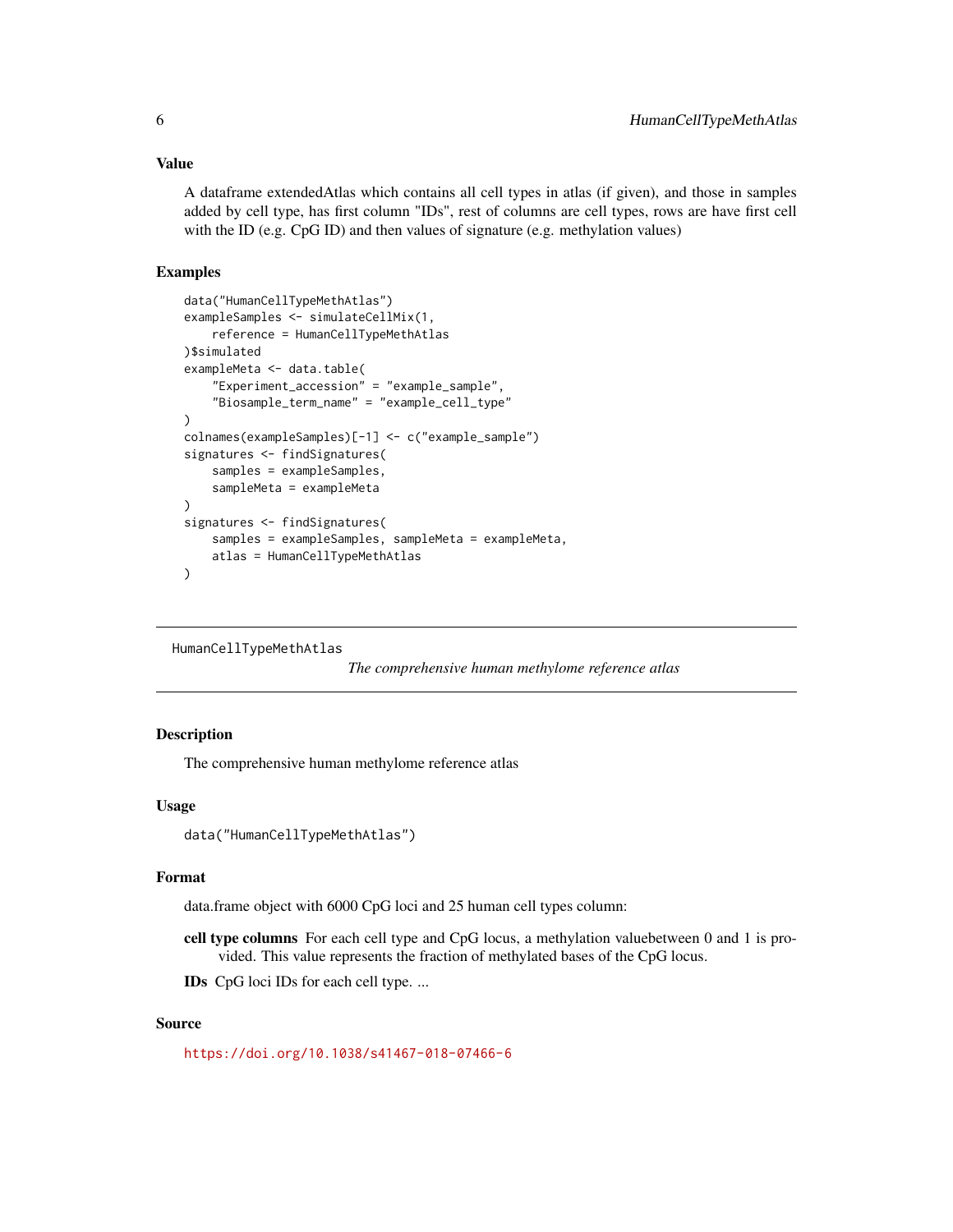### Value

A dataframe extendedAtlas which contains all cell types in atlas (if given), and those in samples added by cell type, has first column "IDs", rest of columns are cell types, rows are have first cell with the ID (e.g. CpG ID) and then values of signature (e.g. methylation values)

### Examples

```
data("HumanCellTypeMethAtlas")
exampleSamples <- simulateCellMix(1,
    reference = HumanCellTypeMethAtlas
)$simulated
exampleMeta <- data.table(
    "Experiment_accession" = "example_sample",
    "Biosample_term_name" = "example_cell_type"
)
colnames(exampleSamples)[-1] <- c("example_sample")
signatures <- findSignatures(
    samples = exampleSamples,
    sampleMeta = exampleMeta
)
signatures <- findSignatures(
    samples = exampleSamples, sampleMeta = exampleMeta,
    atlas = HumanCellTypeMethAtlas
)
```

---

## HumanCellTypeMethAtlas

*The comprehensive human methylome reference atlas*

---

### Description

The comprehensive human methylome reference atlas

### Usage

```
data("HumanCellTypeMethAtlas")
```

### Format

data.frame object with 6000 CpG loci and 25 human cell types column:

**cell type columns** For each cell type and CpG locus, a methylation valuebetween 0 and 1 is provided. This value represents the fraction of methylated bases of the CpG locus.

**IDs** CpG loci IDs for each cell type. ...

### Source

https://doi.org/10.1038/s41467-018-07466-6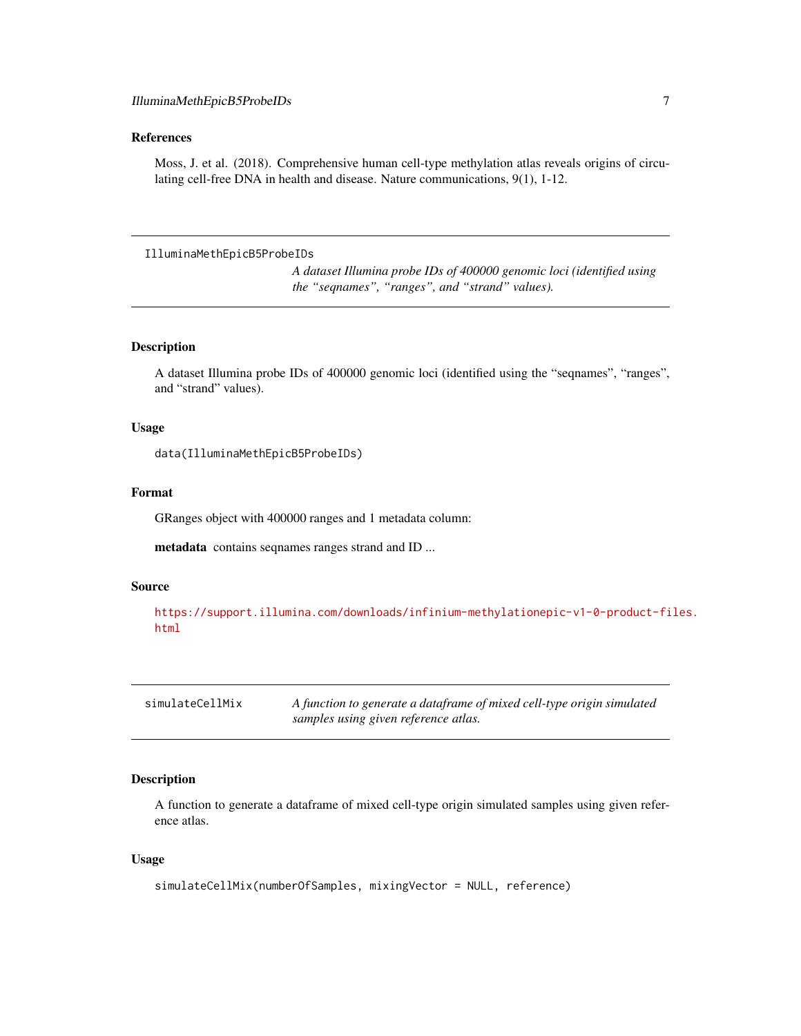### References

Moss, J. et al. (2018). Comprehensive human cell-type methylation atlas reveals origins of circulating cell-free DNA in health and disease. Nature communications, 9(1), 1-12.

---

## IlluminaMethEpicB5ProbeIDs

*A dataset Illumina probe IDs of 400000 genomic loci (identified using the "seqnames", "ranges", and "strand" values).*

---

### Description

A dataset Illumina probe IDs of 400000 genomic loci (identified using the "seqnames", "ranges", and "strand" values).

### Usage

```
data(IlluminaMethEpicB5ProbeIDs)
```

### Format

GRanges object with 400000 ranges and 1 metadata column:

**metadata** contains seqnames ranges strand and ID ...

### Source

https://support.illumina.com/downloads/infinium-methylationepic-v1-0-product-files.html

---

## simulateCellMix

*A function to generate a dataframe of mixed cell-type origin simulated samples using given reference atlas.*

---

### Description

A function to generate a dataframe of mixed cell-type origin simulated samples using given reference atlas.

### Usage

```
simulateCellMix(numberOfSamples, mixingVector = NULL, reference)
```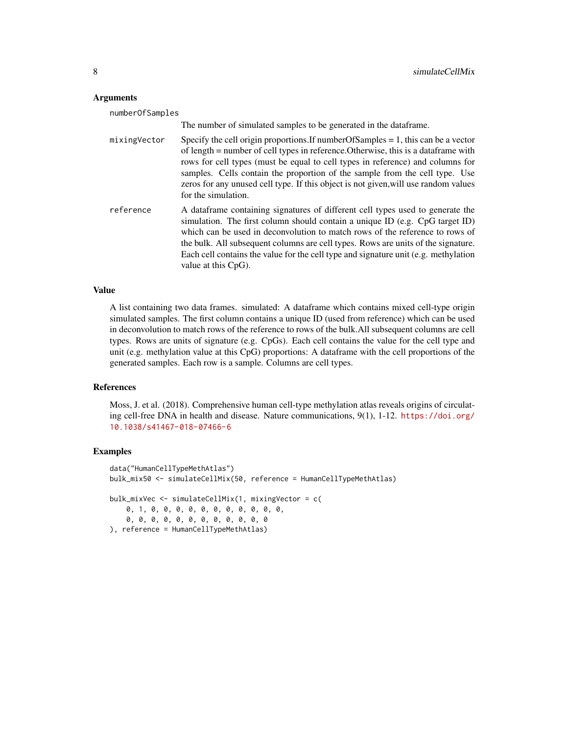### Arguments

`numberOfSamples`
: The number of simulated samples to be generated in the dataframe.

`mixingVector`
: Specify the cell origin proportions.If numberOfSamples = 1, this can be a vector of length = number of cell types in reference.Otherwise, this is a dataframe with rows for cell types (must be equal to cell types in reference) and columns for samples. Cells contain the proportion of the sample from the cell type. Use zeros for any unused cell type. If this object is not given,will use random values for the simulation.

`reference`
: A dataframe containing signatures of different cell types used to generate the simulation. The first column should contain a unique ID (e.g. CpG target ID) which can be used in deconvolution to match rows of the reference to rows of the bulk. All subsequent columns are cell types. Rows are units of the signature. Each cell contains the value for the cell type and signature unit (e.g. methylation value at this CpG).

### Value

A list containing two data frames. simulated: A dataframe which contains mixed cell-type origin simulated samples. The first column contains a unique ID (used from reference) which can be used in deconvolution to match rows of the reference to rows of the bulk.All subsequent columns are cell types. Rows are units of signature (e.g. CpGs). Each cell contains the value for the cell type and unit (e.g. methylation value at this CpG) proportions: A dataframe with the cell proportions of the generated samples. Each row is a sample. Columns are cell types.

### References

Moss, J. et al. (2018). Comprehensive human cell-type methylation atlas reveals origins of circulating cell-free DNA in health and disease. Nature communications, 9(1), 1-12. https://doi.org/10.1038/s41467-018-07466-6

### Examples

```
data("HumanCellTypeMethAtlas")
bulk_mix50 <- simulateCellMix(50, reference = HumanCellTypeMethAtlas)

bulk_mixVec <- simulateCellMix(1, mixingVector = c(
    0, 1, 0, 0, 0, 0, 0, 0, 0, 0, 0, 0, 0,
    0, 0, 0, 0, 0, 0, 0, 0, 0, 0, 0, 0
), reference = HumanCellTypeMethAtlas)
```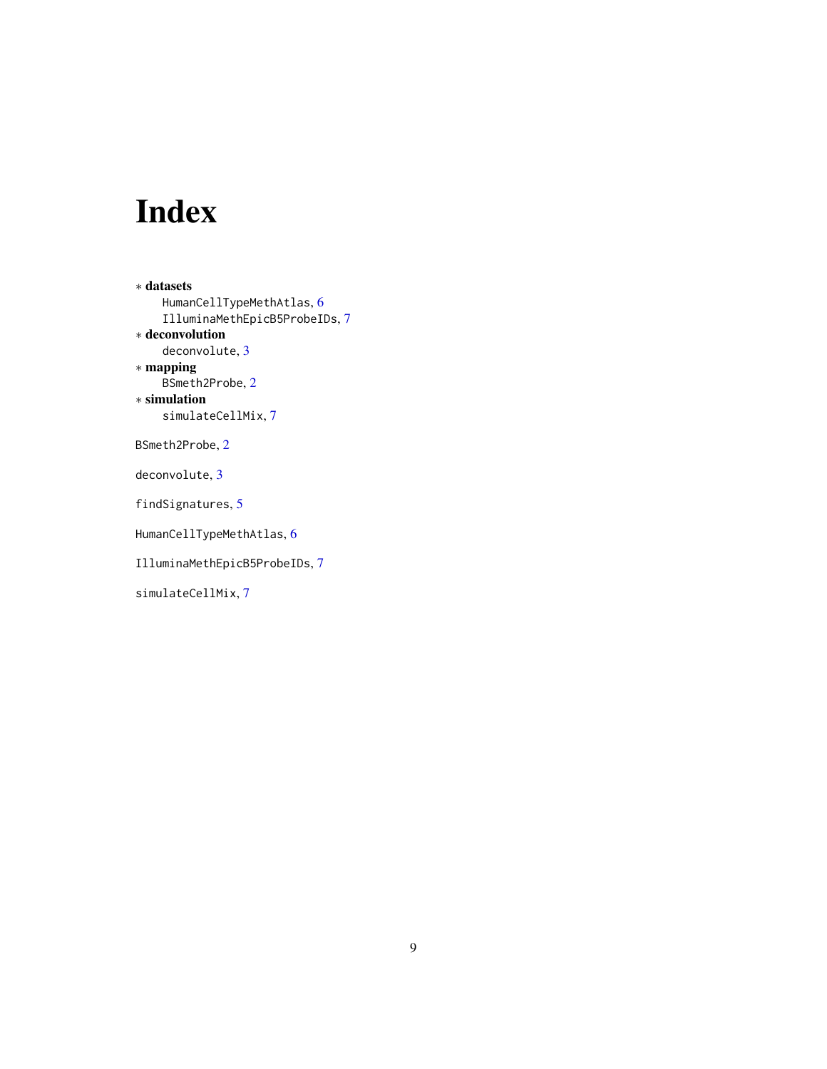# Index

∗ **datasets**
    HumanCellTypeMethAtlas, 6
    IlluminaMethEpicB5ProbeIDs, 7
∗ **deconvolution**
    deconvolute, 3
∗ **mapping**
    BSmeth2Probe, 2
∗ **simulation**
    simulateCellMix, 7

BSmeth2Probe, 2

deconvolute, 3

findSignatures, 5

HumanCellTypeMethAtlas, 6

IlluminaMethEpicB5ProbeIDs, 7

simulateCellMix, 7